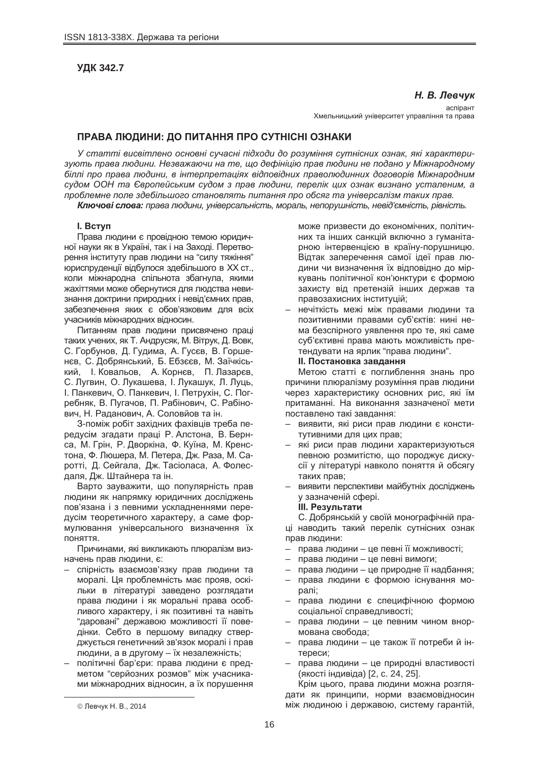**УДК 342.7**

***Н. В. Левчук***

аспірант
Хмельницький університет управління та права

## ПРАВА ЛЮДИНИ: ДО ПИТАННЯ ПРО СУТНІСНІ ОЗНАКИ

*У статті висвітлено основні сучасні підходи до розуміння сутнісних ознак, які характеризують права людини. Незважаючи на те, що дефініцію прав людини не подано у Міжнародному біллі про права людини, в інтерпретаціях відповідних праволюдинних договорів Міжнародним судом ООН та Європейським судом з прав людини, перелік цих ознак визнано усталеним, а проблемне поле здебільшого становлять питання про обсяг та універсалізм таких прав.*

***Ключові слова:** права людини, універсальність, мораль, непорушність, невід'ємність, рівність.*

### I. Вступ

Права людини є провідною темою юридичної науки як в Україні, так і на Заході. Перетворення інституту прав людини на "силу тяжіння" юриспруденції відбулося здебільшого в XX ст., коли міжнародна спільнота збагнула, якими жахіттями може обернутися для людства невизнання доктрини природних і невід'ємних прав, забезпечення яких є обов'язковим для всіх учасників міжнародних відносин.

Питанням прав людини присвячено праці таких учених, як Т. Андрусяк, М. Вітрук, Д. Вовк, С. Горбунов, Д. Гудима, А. Гусєв, В. Горшенєв, С. Добрянський, Б. Ебзєєв, М. Заїчківський, І. Ковальов, А. Корнєв, П. Лазарєв, С. Лугвин, О. Лукашева, І. Лукашук, Л. Луць, І. Панкевич, О. Панкевич, І. Петрухін, С. Погребняк, В. Пугачов, П. Рабінович, С. Рабінович, Н. Раданович, А. Соловйов та ін.

З-поміж робіт західних фахівців треба передусім згадати праці Р. Алстона, В. Бернса, М. Грін, Р. Дворкіна, Ф. Куїна, М. Кренстона, Ф. Люшера, М. Петера, Дж. Раза, М. Саротті, Д. Сейгала, Дж. Тасіоласа, А. Фолесдаля, Дж. Штайнера та ін.

Варто зауважити, що популярність прав людини як напрямку юридичних досліджень пов'язана і з певними ускладненнями передусім теоретичного характеру, а саме формулювання універсального визначення їх поняття.

Причинами, які викликають плюралізм визначень прав людини, є:

- спірність взаємозв'язку прав людини та моралі. Ця проблемність має прояв, оскільки в літературі заведено розглядати права людини і як моральні права особливого характеру, і як позитивні та навіть "даровані" державою можливості її поведінки. Себто в першому випадку стверджується генетичний зв'язок моралі і прав людини, а в другому – їх незалежність;
- політичні бар'єри: права людини є предметом "серйозних розмов" між учасниками міжнародних відносин, а їх порушення може призвести до економічних, політичних та інших санкцій включно з гуманітарною інтервенцією в країну-порушницю. Відтак заперечення самої ідеї прав людини чи визначення їх відповідно до міркувань політичної кон'юнктури є формою захисту від претензій інших держав та правозахисних інституцій;
- нечіткість межі між правами людини та позитивними правами суб'єктів: нині нема безспірного уявлення про те, які саме суб'єктивні права мають можливість претендувати на ярлик "права людини".

### II. Постановка завдання

Метою статті є поглиблення знань про причини плюралізму розуміння прав людини через характеристику основних рис, які їм притаманні. На виконання зазначеної мети поставлено такі завдання:

- виявити, які риси прав людини є конститутивними для цих прав;
- які риси прав людини характеризуються певною розмитістю, що породжує дискусії у літературі навколо поняття й обсягу таких прав;
- виявити перспективи майбутніх досліджень у зазначеній сфері.

### III. Результати

С. Добрянській у своїй монографічній праці наводить такий перелік сутнісних ознак прав людини:

- права людини – це певні її можливості;
- права людини – це певні вимоги;
- права людини – це природне її надбання;
- права людини є формою існування моралі;
- права людини є специфічною формою соціальної справедливості;
- права людини – це певним чином внормована свобода;
- права людини – це також її потреби й інтереси;
- права людини – це природні властивості (якості індивіда) [2, с. 24, 25].

Крім цього, права людини можна розглядати як принципи, норми взаємовідносин між людиною і державою, систему гарантій,

© Левчук Н. В., 2014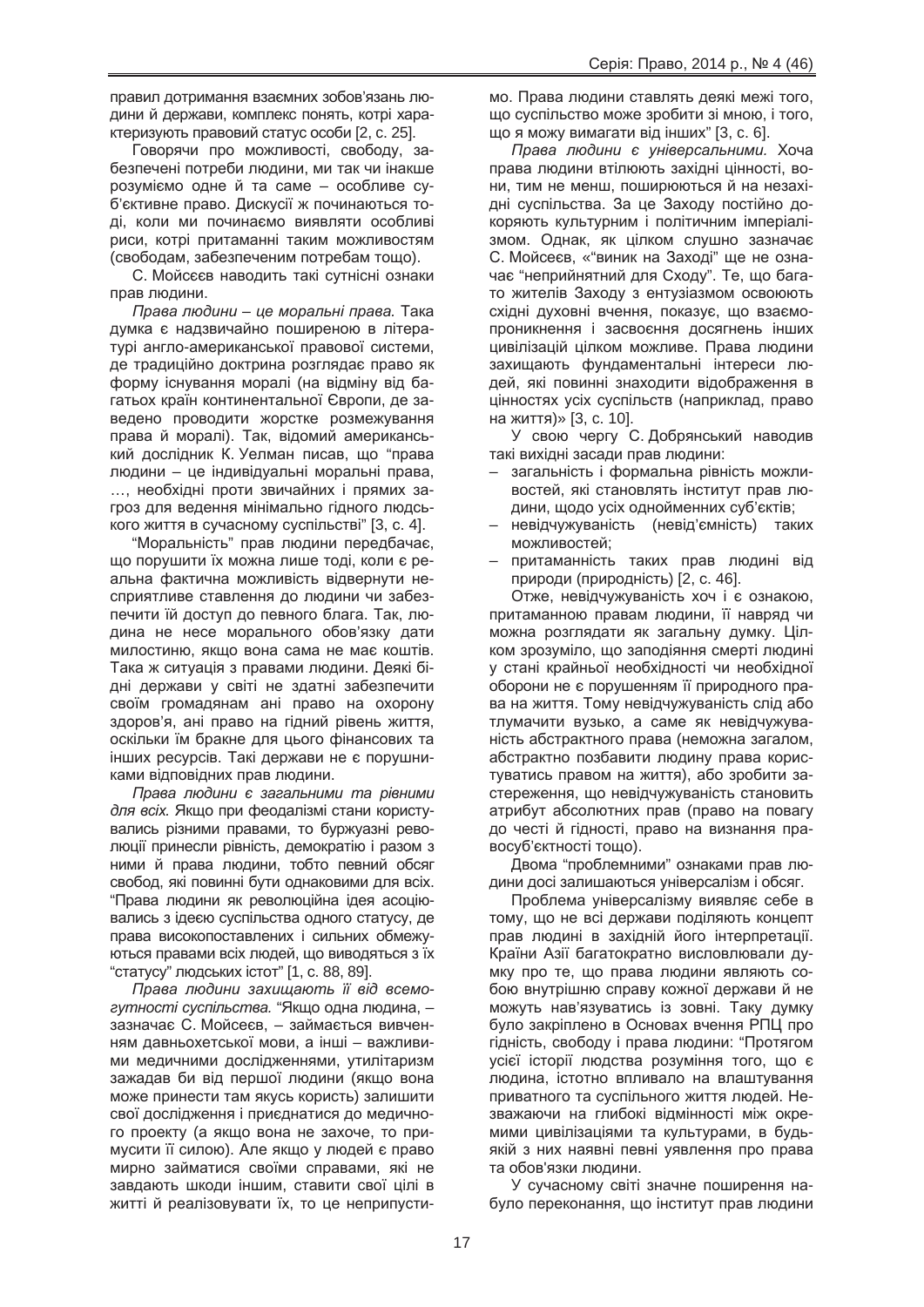правил дотримання взаємних зобов'язань людини й держави, комплекс понять, котрі характеризують правовий статус особи [2, с. 25].

Говорячи про можливості, свободу, забезпечені потреби людини, ми так чи інакше розуміємо одне й та саме – особливе суб'єктивне право. Дискусії ж починаються тоді, коли ми починаємо виявляти особливі риси, котрі притаманні таким можливостям (свободам, забезпеченим потребам тощо).

С. Мойсєєв наводить такі сутнісні ознаки прав людини.

*Права людини – це моральні права.* Така думка є надзвичайно поширеною в літературі англо-американської правової системи, де традиційно доктрина розглядає право як форму існування моралі (на відміну від багатьох країн континентальної Європи, де заведено проводити жорстке розмежування права й моралі). Так, відомий американський дослідник К. Уелман писав, що "права людини – це індивідуальні моральні права, …, необхідні проти звичайних і прямих загроз для ведення мінімально гідного людського життя в сучасному суспільстві" [3, с. 4].

"Моральність" прав людини передбачає, що порушити їх можна лише тоді, коли є реальна фактична можливість відвернути несприятливе ставлення до людини чи забезпечити їй доступ до певного блага. Так, людина не несе морального обов'язку дати милостиню, якщо вона сама не має коштів. Така ж ситуація з правами людини. Деякі бідні держави у світі не здатні забезпечити своїм громадянам ані право на охорону здоров'я, ані право на гідний рівень життя, оскільки їм бракне для цього фінансових та інших ресурсів. Такі держави не є порушниками відповідних прав людини.

*Права людини є загальними та рівними для всіх.* Якщо при феодалізмі стани користувались різними правами, то буржуазні революції принесли рівність, демократію і разом з ними й права людини, тобто певний обсяг свобод, які повинні бути однаковими для всіх. "Права людини як революційна ідея асоціювались з ідеєю суспільства одного статусу, де права високопоставлених і сильних обмежуються правами всіх людей, що виводяться з їх "статусу" людських істот" [1, с. 88, 89].

*Права людини захищають її від всемогутності суспільства.* "Якщо одна людина, – зазначає С. Мойсеєв, – займається вивченням давньохетської мови, а інші – важливими медичними дослідженнями, утилітаризм зажадав би від першої людини (якщо вона може принести там якусь користь) залишити свої дослідження і приєднатися до медичного проекту (а якщо вона не захоче, то примусити її силою). Але якщо у людей є право мирно займатися своїми справами, які не завдають шкоди іншим, ставити свої цілі в житті й реалізовувати їх, то це неприпустимо. Права людини ставлять деякі межі того, що суспільство може зробити зі мною, і того, що я можу вимагати від інших" [3, с. 6].

*Права людини є універсальними.* Хоча права людини втілюють західні цінності, вони, тим не менш, поширюються й на незахідні суспільства. За це Заходу постійно докоряють культурним і політичним імперіалізмом. Однак, як цілком слушно зазначає С. Мойсеєв, «"виник на Заході" ще не означає "неприйнятний для Сходу". Те, що багато жителів Заходу з ентузіазмом освоюють східні духовні вчення, показує, що взаємопроникнення і засвоєння досягнень інших цивілізацій цілком можливе. Права людини захищають фундаментальні інтереси людей, які повинні знаходити відображення в цінностях усіх суспільств (наприклад, право на життя)» [3, с. 10].

У свою чергу С. Добрянський наводив такі вихідні засади прав людини:

- загальність і формальна рівність можливостей, які становлять інститут прав людини, щодо усіх однойменних суб'єктів;
- невідчужуваність (невід'ємність) таких можливостей;
- притаманність таких прав людині від природи (природність) [2, с. 46].

Отже, невідчужуваність хоч і є ознакою, притаманною правам людини, її навряд чи можна розглядати як загальну думку. Цілком зрозуміло, що заподіяння смерті людині у стані крайньої необхідності чи необхідної оборони не є порушенням її природного права на життя. Тому невідчужуваність слід або тлумачити вузько, а саме як невідчужуваність абстрактного права (неможна загалом, абстрактно позбавити людину права користуватись правом на життя), або зробити застереження, що невідчужуваність становить атрибут абсолютних прав (право на повагу до честі й гідності, право на визнання правосуб'єктності тощо).

Двома "проблемними" ознаками прав людини досі залишаються універсалізм і обсяг.

Проблема універсалізму виявляє себе в тому, що не всі держави поділяють концепт прав людині в західній його інтерпретації. Країни Азії багатократно висловлювали думку про те, що права людини являють собою внутрішню справу кожної держави й не можуть нав'язуватись із зовні. Таку думку було закріплено в Основах вчення РПЦ про гідність, свободу і права людини: "Протягом усієї історії людства розуміння того, що є людина, істотно впливало на влаштування приватного та суспільного життя людей. Незважаючи на глибокі відмінності між окремими цивілізаціями та культурами, в будь-якій з них наявні певні уявлення про права та обов'язки людини.

У сучасному світі значне поширення набуло переконання, що інститут прав людини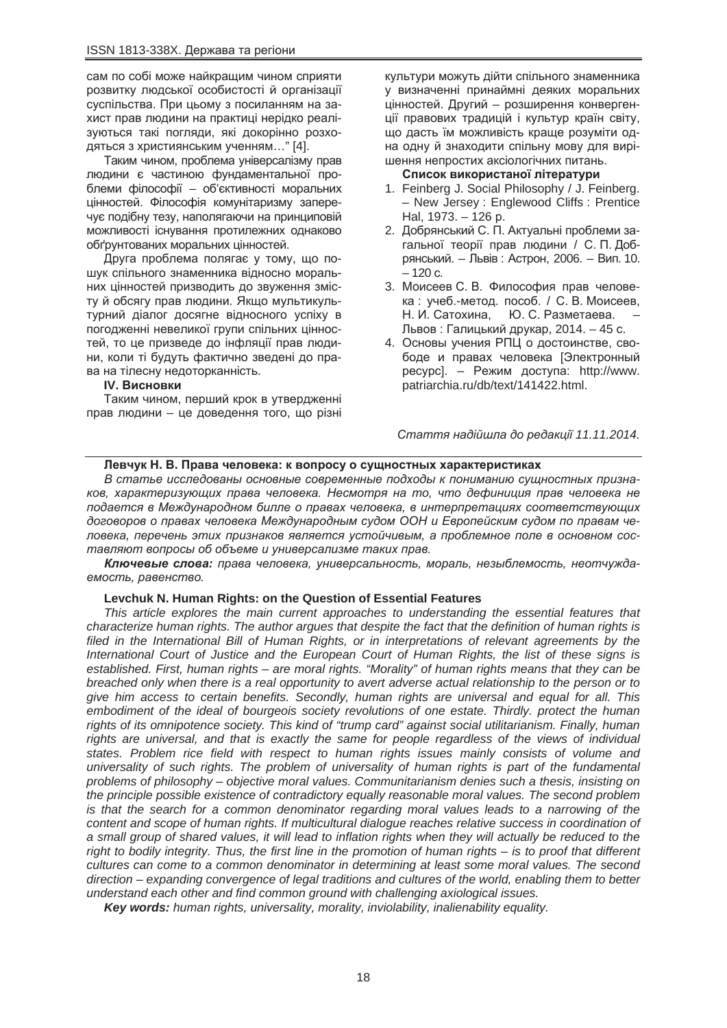сам по собі може найкращим чином сприяти розвитку людської особистості й організації суспільства. При цьому з посиланням на захист прав людини на практиці нерідко реалізуються такі погляди, які докорінно розходяться з християнським ученням…" [4].

Таким чином, проблема універсалізму прав людини є частиною фундаментальної проблеми філософії – об'єктивності моральних цінностей. Філософія комунітаризму заперечує подібну тезу, наполягаючи на принциповій можливості існування протилежних однаково обґрунтованих моральних цінностей.

Друга проблема полягає у тому, що пошук спільного знаменника відносно моральних цінностей призводить до звуження змісту й обсягу прав людини. Якщо мультикультурний діалог досягне відносного успіху в погодженні невеликої групи спільних цінностей, то це призведе до інфляції прав людини, коли ті будуть фактично зведені до права на тілесну недоторканність.

**IV. Висновки**

Таким чином, перший крок в утвердженні прав людини – це доведення того, що різні культури можуть дійти спільного знаменника у визначенні принаймні деяких моральних цінностей. Другий – розширення конвергенції правових традицій і культур країн світу, що дасть їм можливість краще розуміти одна одну й знаходити спільну мову для вирішення непростих аксіологічних питань.

**Список використаної літератури**

1. Feinberg J. Social Philosophy / J. Feinberg. – New Jersey : Englewood Cliffs : Prentice Hal, 1973. – 126 p.
2. Добрянський С. П. Актуальні проблеми загальної теорії прав людини / С. П. Добрянський. – Львів : Астрон, 2006. – Вип. 10. – 120 с.
3. Моисеев С. В. Философия прав человека : учеб.-метод. пособ. / С. В. Моисеев, Н. И. Сатохина, Ю. С. Разметаева. – Львов : Галицький друкар, 2014. – 45 с.
4. Основы учения РПЦ о достоинстве, свободе и правах человека [Электронный ресурс]. – Режим доступа: http://www.patriarchia.ru/db/text/141422.html.

*Стаття надійшла до редакції 11.11.2014.*

**Левчук Н. В. Права человека: к вопросу о сущностных характеристиках**

*В статье исследованы основные современные подходы к пониманию сущностных признаков, характеризующих права человека. Несмотря на то, что дефиниция прав человека не подается в Международном билле о правах человека, в интерпретациях соответствующих договоров о правах человека Международным судом ООН и Европейским судом по правам человека, перечень этих признаков является устойчивым, а проблемное поле в основном составляют вопросы об объеме и универсализме таких прав.*

***Ключевые слова:*** *права человека, универсальность, мораль, незыблемость, неотчуждаемость, равенство.*

**Levchuk N. Human Rights: on the Question of Essential Features**

*This article explores the main current approaches to understanding the essential features that characterize human rights. The author argues that despite the fact that the definition of human rights is filed in the International Bill of Human Rights, or in interpretations of relevant agreements by the International Court of Justice and the European Court of Human Rights, the list of these signs is established. First, human rights – are moral rights. "Morality" of human rights means that they can be breached only when there is a real opportunity to avert adverse actual relationship to the person or to give him access to certain benefits. Secondly, human rights are universal and equal for all. This embodiment of the ideal of bourgeois society revolutions of one estate. Thirdly. protect the human rights of its omnipotence society. This kind of "trump card" against social utilitarianism. Finally, human rights are universal, and that is exactly the same for people regardless of the views of individual states. Problem rice field with respect to human rights issues mainly consists of volume and universality of such rights. The problem of universality of human rights is part of the fundamental problems of philosophy – objective moral values. Communitarianism denies such a thesis, insisting on the principle possible existence of contradictory equally reasonable moral values. The second problem is that the search for a common denominator regarding moral values leads to a narrowing of the content and scope of human rights. If multicultural dialogue reaches relative success in coordination of a small group of shared values, it will lead to inflation rights when they will actually be reduced to the right to bodily integrity. Thus, the first line in the promotion of human rights – is to proof that different cultures can come to a common denominator in determining at least some moral values. The second direction – expanding convergence of legal traditions and cultures of the world, enabling them to better understand each other and find common ground with challenging axiological issues.*

***Key words:*** *human rights, universality, morality, inviolability, inalienability equality.*